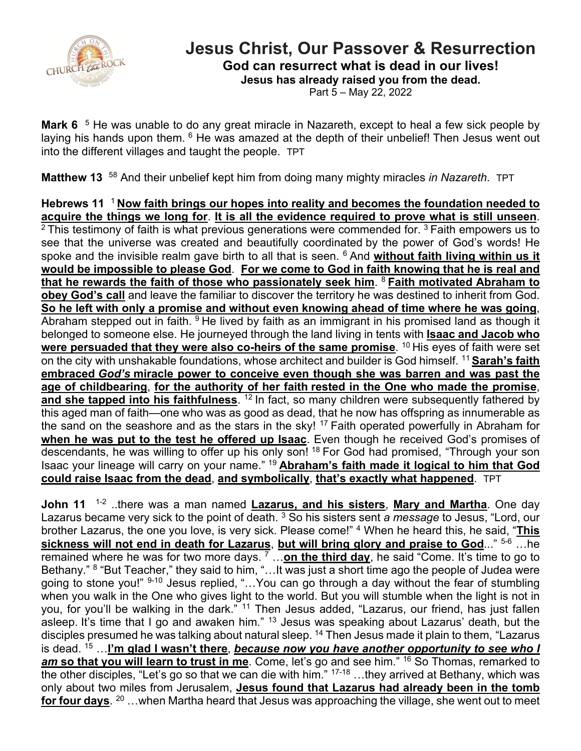# Jesus Christ, Our Passover & Resurrection

**God can resurrect what is dead in our lives!**

**Jesus has already raised you from the dead.**

Part 5 – May 22, 2022

**Mark 6** [5] He was unable to do any great miracle in Nazareth, except to heal a few sick people by laying his hands upon them. [6] He was amazed at the depth of their unbelief! Then Jesus went out into the different villages and taught the people. TPT

**Matthew 13** [58] And their unbelief kept him from doing many mighty miracles *in Nazareth*. TPT

**Hebrews 11** [1] **<u>Now faith brings our hopes into reality and becomes the foundation needed to acquire the things we long for</u>**. **<u>It is all the evidence required to prove what is still unseen</u>**. [2] This testimony of faith is what previous generations were commended for. [3] Faith empowers us to see that the universe was created and beautifully coordinated by the power of God's words! He spoke and the invisible realm gave birth to all that is seen. [6] And **<u>without faith living within us it would be impossible to please God</u>**. **<u>For we come to God in faith knowing that he is real and that he rewards the faith of those who passionately seek him</u>**. [8] **<u>Faith motivated Abraham to obey God's call</u>** and leave the familiar to discover the territory he was destined to inherit from God. **<u>So he left with only a promise and without even knowing ahead of time where he was going</u>**, Abraham stepped out in faith. [9] He lived by faith as an immigrant in his promised land as though it belonged to someone else. He journeyed through the land living in tents with **<u>Isaac and Jacob who were persuaded that they were also co-heirs of the same promise</u>**. [10] His eyes of faith were set on the city with unshakable foundations, whose architect and builder is God himself. [11] **<u>Sarah's faith embraced *God's* miracle power to conceive even though she was barren and was past the age of childbearing</u>**, **<u>for the authority of her faith rested in the One who made the promise</u>**, **<u>and she tapped into his faithfulness</u>**. [12] In fact, so many children were subsequently fathered by this aged man of faith—one who was as good as dead, that he now has offspring as innumerable as the sand on the seashore and as the stars in the sky! [17] Faith operated powerfully in Abraham for **<u>when he was put to the test he offered up Isaac</u>**. Even though he received God's promises of descendants, he was willing to offer up his only son! [18] For God had promised, "Through your son Isaac your lineage will carry on your name." [19] **<u>Abraham's faith made it logical to him that God could raise Isaac from the dead</u>**, **<u>and symbolically</u>**, **<u>that's exactly what happened</u>**. TPT

**John 11** [1-2] ..there was a man named **<u>Lazarus, and his sisters</u>**, **<u>Mary and Martha</u>**. One day Lazarus became very sick to the point of death. [3] So his sisters sent *a message* to Jesus, "Lord, our brother Lazarus, the one you love, is very sick. Please come!" [4] When he heard this, he said, "**<u>This sickness will not end in death for Lazarus</u>**, **<u>but will bring glory and praise to God</u>**..." [5-6] …he remained where he was for two more days. [7] …**<u>on the third day</u>**, he said "Come. It's time to go to Bethany." [8] "But Teacher," they said to him, "…It was just a short time ago the people of Judea were going to stone you!" [9-10] Jesus replied, "…You can go through a day without the fear of stumbling when you walk in the One who gives light to the world. But you will stumble when the light is not in you, for you'll be walking in the dark." [11] Then Jesus added, "Lazarus, our friend, has just fallen asleep. It's time that I go and awaken him." [13] Jesus was speaking about Lazarus' death, but the disciples presumed he was talking about natural sleep. [14] Then Jesus made it plain to them, "Lazarus is dead. [15] …**<u>I'm glad I wasn't there</u>**, ***<u>because now you have another opportunity to see who I am</u>*** **<u>so that you will learn to trust in me</u>**. Come, let's go and see him." [16] So Thomas, remarked to the other disciples, "Let's go so that we can die with him." [17-18] …they arrived at Bethany, which was only about two miles from Jerusalem, **<u>Jesus found that Lazarus had already been in the tomb for four days</u>**. [20] …when Martha heard that Jesus was approaching the village, she went out to meet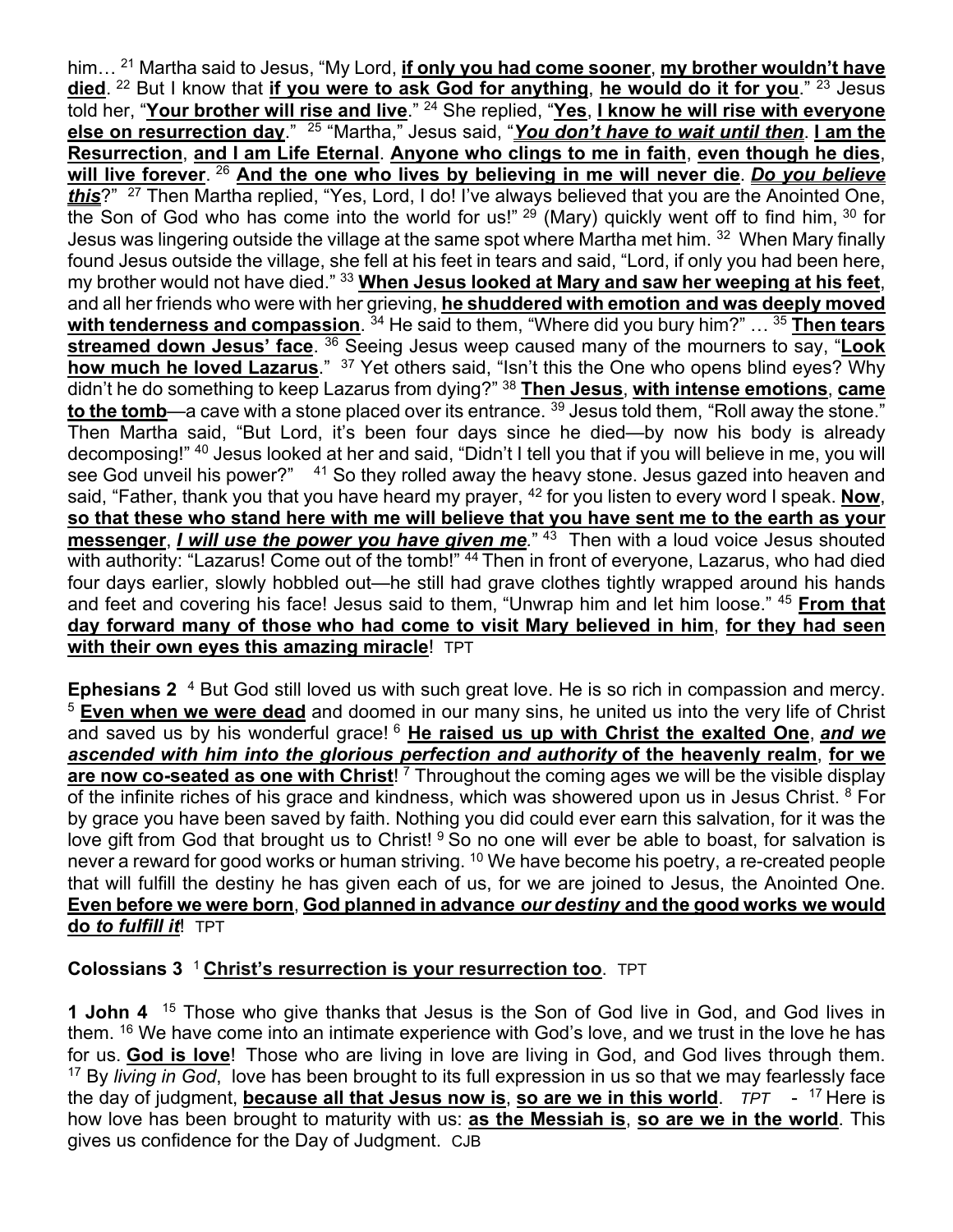him… [21] Martha said to Jesus, "My Lord, **if only you had come sooner**, **my brother wouldn't have died**. [22] But I know that **if you were to ask God for anything**, **he would do it for you**." [23] Jesus told her, "**Your brother will rise and live**." [24] She replied, "**Yes**, **I know he will rise with everyone else on resurrection day**." [25] "Martha," Jesus said, "***You don't have to wait until then***. **I am the Resurrection**, **and I am Life Eternal**. **Anyone who clings to me in faith**, **even though he dies**, **will live forever**. [26] **And the one who lives by believing in me will never die**. ***Do you believe this***?" [27] Then Martha replied, "Yes, Lord, I do! I've always believed that you are the Anointed One, the Son of God who has come into the world for us!" [29] (Mary) quickly went off to find him, [30] for Jesus was lingering outside the village at the same spot where Martha met him. [32] When Mary finally found Jesus outside the village, she fell at his feet in tears and said, "Lord, if only you had been here, my brother would not have died." [33] **When Jesus looked at Mary and saw her weeping at his feet**, and all her friends who were with her grieving, **he shuddered with emotion and was deeply moved with tenderness and compassion**. [34] He said to them, "Where did you bury him?" … [35] **Then tears streamed down Jesus' face**. [36] Seeing Jesus weep caused many of the mourners to say, "**Look how much he loved Lazarus**." [37] Yet others said, "Isn't this the One who opens blind eyes? Why didn't he do something to keep Lazarus from dying?" [38] **Then Jesus**, **with intense emotions**, **came to the tomb**—a cave with a stone placed over its entrance. [39] Jesus told them, "Roll away the stone." Then Martha said, "But Lord, it's been four days since he died—by now his body is already decomposing!" [40] Jesus looked at her and said, "Didn't I tell you that if you will believe in me, you will see God unveil his power?" [41] So they rolled away the heavy stone. Jesus gazed into heaven and said, "Father, thank you that you have heard my prayer, [42] for you listen to every word I speak. **Now**, **so that these who stand here with me will believe that you have sent me to the earth as your messenger**, ***I will use the power you have given me***." [43] Then with a loud voice Jesus shouted with authority: "Lazarus! Come out of the tomb!" [44] Then in front of everyone, Lazarus, who had died four days earlier, slowly hobbled out—he still had grave clothes tightly wrapped around his hands and feet and covering his face! Jesus said to them, "Unwrap him and let him loose." [45] **From that day forward many of those who had come to visit Mary believed in him**, **for they had seen with their own eyes this amazing miracle**! TPT

**Ephesians 2** [4] But God still loved us with such great love. He is so rich in compassion and mercy. [5] **Even when we were dead** and doomed in our many sins, he united us into the very life of Christ and saved us by his wonderful grace! [6] **He raised us up with Christ the exalted One**, ***and we ascended with him into the glorious perfection and authority* of the heavenly realm**, **for we are now co-seated as one with Christ**! [7] Throughout the coming ages we will be the visible display of the infinite riches of his grace and kindness, which was showered upon us in Jesus Christ. [8] For by grace you have been saved by faith. Nothing you did could ever earn this salvation, for it was the love gift from God that brought us to Christ! [9] So no one will ever be able to boast, for salvation is never a reward for good works or human striving. [10] We have become his poetry, a re-created people that will fulfill the destiny he has given each of us, for we are joined to Jesus, the Anointed One. **Even before we were born**, **God planned in advance *our destiny* and the good works we would do *to fulfill it***! TPT

**Colossians 3** [1] **Christ's resurrection is your resurrection too**. TPT

**1 John 4** [15] Those who give thanks that Jesus is the Son of God live in God, and God lives in them. [16] We have come into an intimate experience with God's love, and we trust in the love he has for us. **God is love**! Those who are living in love are living in God, and God lives through them. [17] By *living in God*, love has been brought to its full expression in us so that we may fearlessly face the day of judgment, **because all that Jesus now is**, **so are we in this world**. *TPT* - [17] Here is how love has been brought to maturity with us: **as the Messiah is**, **so are we in the world**. This gives us confidence for the Day of Judgment. CJB